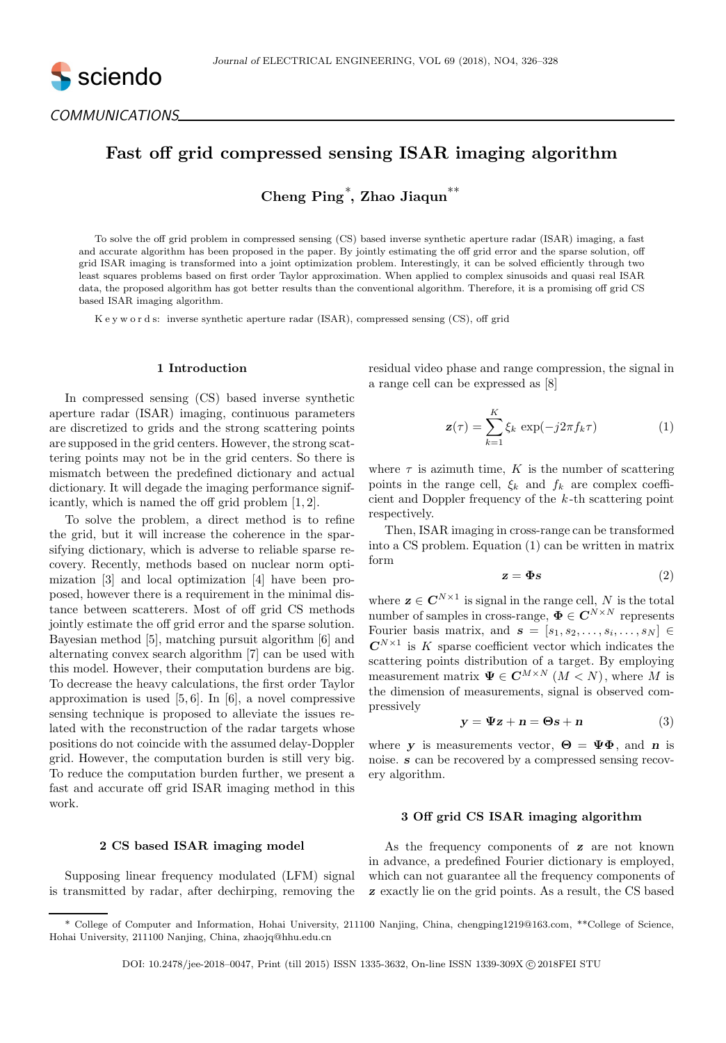COMMUNICATIONS

# Fast off grid compressed sensing ISAR imaging algorithm

**Cheng Ping[*], Zhao Jiaqun[**]**

To solve the off grid problem in compressed sensing (CS) based inverse synthetic aperture radar (ISAR) imaging, a fast and accurate algorithm has been proposed in the paper. By jointly estimating the off grid error and the sparse solution, off grid ISAR imaging is transformed into a joint optimization problem. Interestingly, it can be solved efficiently through two least squares problems based on first order Taylor approximation. When applied to complex sinusoids and quasi real ISAR data, the proposed algorithm has got better results than the conventional algorithm. Therefore, it is a promising off grid CS based ISAR imaging algorithm.

K e y w o r d s: inverse synthetic aperture radar (ISAR), compressed sensing (CS), off grid

## 1 Introduction

In compressed sensing (CS) based inverse synthetic aperture radar (ISAR) imaging, continuous parameters are discretized to grids and the strong scattering points are supposed in the grid centers. However, the strong scattering points may not be in the grid centers. So there is mismatch between the predefined dictionary and actual dictionary. It will degade the imaging performance significantly, which is named the off grid problem [1, 2].

To solve the problem, a direct method is to refine the grid, but it will increase the coherence in the sparsifying dictionary, which is adverse to reliable sparse recovery. Recently, methods based on nuclear norm optimization [3] and local optimization [4] have been proposed, however there is a requirement in the minimal distance between scatterers. Most of off grid CS methods jointly estimate the off grid error and the sparse solution. Bayesian method [5], matching pursuit algorithm [6] and alternating convex search algorithm [7] can be used with this model. However, their computation burdens are big. To decrease the heavy calculations, the first order Taylor approximation is used [5, 6]. In [6], a novel compressive sensing technique is proposed to alleviate the issues related with the reconstruction of the radar targets whose positions do not coincide with the assumed delay-Doppler grid. However, the computation burden is still very big. To reduce the computation burden further, we present a fast and accurate off grid ISAR imaging method in this work.

## 2 CS based ISAR imaging model

Supposing linear frequency modulated (LFM) signal is transmitted by radar, after dechirping, removing the residual video phase and range compression, the signal in a range cell can be expressed as [8]

$$\boldsymbol{z}(\tau)=\sum_{k=1}^{K}\xi_k \exp(-j2\pi f_k \tau) \tag{1}$$

where $\tau$ is azimuth time, $K$ is the number of scattering points in the range cell, $\xi_k$ and $f_k$ are complex coefficient and Doppler frequency of the $k$-th scattering point respectively.

Then, ISAR imaging in cross-range can be transformed into a CS problem. Equation (1) can be written in matrix form

$$\boldsymbol{z}=\boldsymbol{\Phi}\boldsymbol{s} \tag{2}$$

where $\boldsymbol{z}\in\boldsymbol{C}^{N\times 1}$ is signal in the range cell, $N$ is the total number of samples in cross-range, $\boldsymbol{\Phi}\in\boldsymbol{C}^{N\times N}$ represents Fourier basis matrix, and $\boldsymbol{s}=[s_1,s_2,\ldots,s_i,\ldots,s_N]\in\boldsymbol{C}^{N\times 1}$ is $K$ sparse coefficient vector which indicates the scattering points distribution of a target. By employing measurement matrix $\boldsymbol{\Psi}\in\boldsymbol{C}^{M\times N}$ $(M<N)$, where $M$ is the dimension of measurements, signal is observed compressively

$$\boldsymbol{y}=\boldsymbol{\Psi}\boldsymbol{z}+\boldsymbol{n}=\boldsymbol{\Theta}\boldsymbol{s}+\boldsymbol{n} \tag{3}$$

where $\boldsymbol{y}$ is measurements vector, $\boldsymbol{\Theta}=\boldsymbol{\Psi}\boldsymbol{\Phi}$, and $\boldsymbol{n}$ is noise. $\boldsymbol{s}$ can be recovered by a compressed sensing recovery algorithm.

## 3 Off grid CS ISAR imaging algorithm

As the frequency components of $\boldsymbol{z}$ are not known in advance, a predefined Fourier dictionary is employed, which can not guarantee all the frequency components of $\boldsymbol{z}$ exactly lie on the grid points. As a result, the CS based

---

[*] College of Computer and Information, Hohai University, 211100 Nanjing, China, chengping1219@163.com, [**]College of Science, Hohai University, 211100 Nanjing, China, zhaojq@hhu.edu.cn

DOI: 10.2478/jee-2018–0047, Print (till 2015) ISSN 1335-3632, On-line ISSN 1339-309X © 2018FEI STU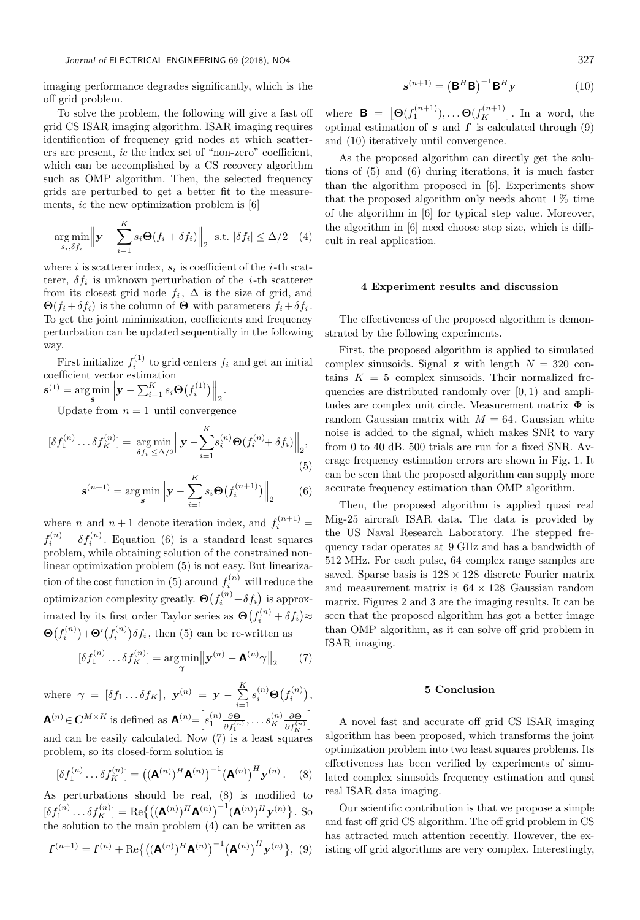imaging performance degrades significantly, which is the off grid problem.

To solve the problem, the following will give a fast off grid CS ISAR imaging algorithm. ISAR imaging requires identification of frequency grid nodes at which scatterers are present, *ie* the index set of "non-zero" coefficient, which can be accomplished by a CS recovery algorithm such as OMP algorithm. Then, the selected frequency grids are perturbed to get a better fit to the measurements, *ie* the new optimization problem is [6]

$$\underset{s_i,\delta f_i}{\arg\min}\Big\|\boldsymbol{y}-\sum_{i=1}^{K}s_i\boldsymbol{\Theta}(f_i+\delta f_i)\Big\|_2 \ \text{ s.t. } |\delta f_i|\le \Delta/2 \quad (4)$$

where $i$ is scatterer index, $s_i$ is coefficient of the $i$-th scatterer, $\delta f_i$ is unknown perturbation of the $i$-th scatterer from its closest grid node $f_i$, $\Delta$ is the size of grid, and $\boldsymbol{\Theta}(f_i+\delta f_i)$ is the column of $\boldsymbol{\Theta}$ with parameters $f_i+\delta f_i$. To get the joint minimization, coefficients and frequency perturbation can be updated sequentially in the following way.

First initialize $f_i^{(1)}$ to grid centers $f_i$ and get an initial coefficient vector estimation
$\boldsymbol{s}^{(1)}=\underset{\boldsymbol{s}}{\arg\min}\Big\|\boldsymbol{y}-\sum_{i=1}^{K}s_i\boldsymbol{\Theta}\big(f_i^{(1)}\big)\Big\|_2$.

Update from $n=1$ until convergence

$$[\delta f_1^{(n)}\dots\delta f_K^{(n)}]=\underset{|\delta f_i|\le\Delta/2}{\arg\min}\Big\|\boldsymbol{y}-\sum_{i=1}^{K}s_i^{(n)}\boldsymbol{\Theta}(f_i^{(n)}+\delta f_i)\Big\|_2, \quad (5)$$

$$\boldsymbol{s}^{(n+1)}=\underset{\boldsymbol{s}}{\arg\min}\Big\|\boldsymbol{y}-\sum_{i=1}^{K}s_i\boldsymbol{\Theta}\big(f_i^{(n+1)}\big)\Big\|_2 \quad (6)$$

where $n$ and $n+1$ denote iteration index, and $f_i^{(n+1)}=f_i^{(n)}+\delta f_i^{(n)}$. Equation (6) is a standard least squares problem, while obtaining solution of the constrained nonlinear optimization problem (5) is not easy. But linearization of the cost function in (5) around $f_i^{(n)}$ will reduce the optimization complexity greatly. $\boldsymbol{\Theta}\big(f_i^{(n)}+\delta f_i\big)$ is approximated by its first order Taylor series as $\boldsymbol{\Theta}\big(f_i^{(n)}+\delta f_i\big)\approx\boldsymbol{\Theta}\big(f_i^{(n)}\big)+\boldsymbol{\Theta}'\big(f_i^{(n)}\big)\delta f_i$, then (5) can be re-written as

$$[\delta f_1^{(n)}\dots\delta f_K^{(n)}]=\underset{\boldsymbol{\gamma}}{\arg\min}\big\|\boldsymbol{y}^{(n)}-\mathbf{A}^{(n)}\boldsymbol{\gamma}\big\|_2 \quad (7)$$

where $\boldsymbol{\gamma}=[\delta f_1\dots\delta f_K]$, $\boldsymbol{y}^{(n)}=\boldsymbol{y}-\sum_{i=1}^{K}s_i^{(n)}\boldsymbol{\Theta}\big(f_i^{(n)}\big)$, $\mathbf{A}^{(n)}\in\boldsymbol{C}^{M\times K}$ is defined as $\mathbf{A}^{(n)}=\Big[s_1^{(n)}\frac{\partial\boldsymbol{\Theta}}{\partial f_1^{(n)}},\dots s_K^{(n)}\frac{\partial\boldsymbol{\Theta}}{\partial f_K^{(n)}}\Big]$ and can be easily calculated. Now (7) is a least squares problem, so its closed-form solution is

$$[\delta f_1^{(n)}\dots\delta f_K^{(n)}]=\big((\mathbf{A}^{(n)})^H\mathbf{A}^{(n)}\big)^{-1}\big(\mathbf{A}^{(n)}\big)^H\boldsymbol{y}^{(n)}. \quad (8)$$

As perturbations should be real, (8) is modified to $[\delta f_1^{(n)}\dots\delta f_K^{(n)}]=\mathrm{Re}\big\{\big((\mathbf{A}^{(n)})^H\mathbf{A}^{(n)}\big)^{-1}(\mathbf{A}^{(n)})^H\boldsymbol{y}^{(n)}\big\}$. So the solution to the main problem (4) can be written as

$$\boldsymbol{f}^{(n+1)}=\boldsymbol{f}^{(n)}+\mathrm{Re}\big\{\big((\mathbf{A}^{(n)})^H\mathbf{A}^{(n)}\big)^{-1}\big(\mathbf{A}^{(n)}\big)^H\boldsymbol{y}^{(n)}\big\}, \quad (9)$$

$$\boldsymbol{s}^{(n+1)}=\big(\mathbf{B}^H\mathbf{B}\big)^{-1}\mathbf{B}^H\boldsymbol{y} \quad (10)$$

where $\mathbf{B}=\big[\boldsymbol{\Theta}(f_1^{(n+1)}),\dots\boldsymbol{\Theta}(f_K^{(n+1)})\big]$. In a word, the optimal estimation of $\boldsymbol{s}$ and $\boldsymbol{f}$ is calculated through (9) and (10) iteratively until convergence.

As the proposed algorithm can directly get the solutions of (5) and (6) during iterations, it is much faster than the algorithm proposed in [6]. Experiments show that the proposed algorithm only needs about 1% time of the algorithm in [6] for typical step value. Moreover, the algorithm in [6] need choose step size, which is difficult in real application.

## 4 Experiment results and discussion

The effectiveness of the proposed algorithm is demonstrated by the following experiments.

First, the proposed algorithm is applied to simulated complex sinusoids. Signal $\boldsymbol{z}$ with length $N=320$ contains $K=5$ complex sinusoids. Their normalized frequencies are distributed randomly over $[0,1)$ and amplitudes are complex unit circle. Measurement matrix $\boldsymbol{\Phi}$ is random Gaussian matrix with $M=64$. Gaussian white noise is added to the signal, which makes SNR to vary from 0 to 40 dB. 500 trials are run for a fixed SNR. Average frequency estimation errors are shown in Fig. 1. It can be seen that the proposed algorithm can supply more accurate frequency estimation than OMP algorithm.

Then, the proposed algorithm is applied quasi real Mig-25 aircraft ISAR data. The data is provided by the US Naval Research Laboratory. The stepped frequency radar operates at 9 GHz and has a bandwidth of 512 MHz. For each pulse, 64 complex range samples are saved. Sparse basis is $128\times128$ discrete Fourier matrix and measurement matrix is $64\times128$ Gaussian random matrix. Figures 2 and 3 are the imaging results. It can be seen that the proposed algorithm has got a better image than OMP algorithm, as it can solve off grid problem in ISAR imaging.

## 5 Conclusion

A novel fast and accurate off grid CS ISAR imaging algorithm has been proposed, which transforms the joint optimization problem into two least squares problems. Its effectiveness has been verified by experiments of simulated complex sinusoids frequency estimation and quasi real ISAR data imaging.

Our scientific contribution is that we propose a simple and fast off grid CS algorithm. The off grid problem in CS has attracted much attention recently. However, the existing off grid algorithms are very complex. Interestingly,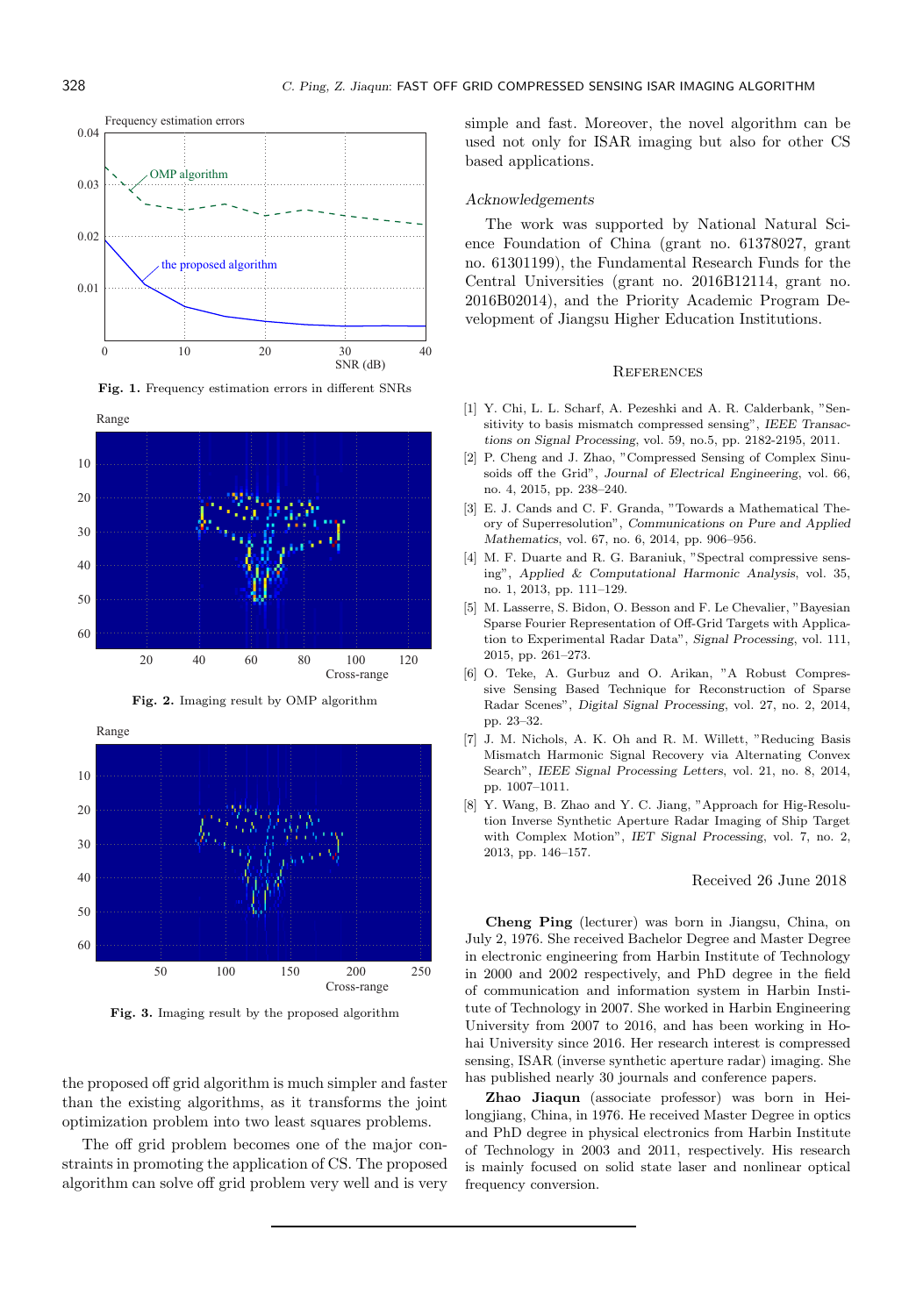Frequency estimation errors

0.04

0.03

0.02

0.01

OMP algorithm

the proposed algorithm

0 10 20 30 40

SNR (dB)

**Fig. 1.** Frequency estimation errors in different SNRs

Range

10
20
30
40
50
60

20 40 60 80 100 120

Cross-range

**Fig. 2.** Imaging result by OMP algorithm

Range

10
20
30
40
50
60

50 100 150 200 250

Cross-range

**Fig. 3.** Imaging result by the proposed algorithm

the proposed off grid algorithm is much simpler and faster than the existing algorithms, as it transforms the joint optimization problem into two least squares problems.

The off grid problem becomes one of the major constraints in promoting the application of CS. The proposed algorithm can solve off grid problem very well and is very simple and fast. Moreover, the novel algorithm can be used not only for ISAR imaging but also for other CS based applications.

### *Acknowledgements*

The work was supported by National Natural Science Foundation of China (grant no. 61378027, grant no. 61301199), the Fundamental Research Funds for the Central Universities (grant no. 2016B12114, grant no. 2016B02014), and the Priority Academic Program Development of Jiangsu Higher Education Institutions.

## References

[1] Y. Chi, L. L. Scharf, A. Pezeshki and A. R. Calderbank, "Sensitivity to basis mismatch compressed sensing", *IEEE Transactions on Signal Processing*, vol. 59, no.5, pp. 2182-2195, 2011.

[2] P. Cheng and J. Zhao, "Compressed Sensing of Complex Sinusoids off the Grid", *Journal of Electrical Engineering*, vol. 66, no. 4, 2015, pp. 238–240.

[3] E. J. Cands and C. F. Granda, "Towards a Mathematical Theory of Superresolution", *Communications on Pure and Applied Mathematics*, vol. 67, no. 6, 2014, pp. 906–956.

[4] M. F. Duarte and R. G. Baraniuk, "Spectral compressive sensing", *Applied & Computational Harmonic Analysis*, vol. 35, no. 1, 2013, pp. 111–129.

[5] M. Lasserre, S. Bidon, O. Besson and F. Le Chevalier, "Bayesian Sparse Fourier Representation of Off-Grid Targets with Application to Experimental Radar Data", *Signal Processing*, vol. 111, 2015, pp. 261–273.

[6] O. Teke, A. Gurbuz and O. Arikan, "A Robust Compressive Sensing Based Technique for Reconstruction of Sparse Radar Scenes", *Digital Signal Processing*, vol. 27, no. 2, 2014, pp. 23–32.

[7] J. M. Nichols, A. K. Oh and R. M. Willett, "Reducing Basis Mismatch Harmonic Signal Recovery via Alternating Convex Search", *IEEE Signal Processing Letters*, vol. 21, no. 8, 2014, pp. 1007–1011.

[8] Y. Wang, B. Zhao and Y. C. Jiang, "Approach for Hig-Resolution Inverse Synthetic Aperture Radar Imaging of Ship Target with Complex Motion", *IET Signal Processing*, vol. 7, no. 2, 2013, pp. 146–157.

Received 26 June 2018

**Cheng Ping** (lecturer) was born in Jiangsu, China, on July 2, 1976. She received Bachelor Degree and Master Degree in electronic engineering from Harbin Institute of Technology in 2000 and 2002 respectively, and PhD degree in the field of communication and information system in Harbin Institute of Technology in 2007. She worked in Harbin Engineering University from 2007 to 2016, and has been working in Hohai University since 2016. Her research interest is compressed sensing, ISAR (inverse synthetic aperture radar) imaging. She has published nearly 30 journals and conference papers.

**Zhao Jiaqun** (associate professor) was born in Heilongjiang, China, in 1976. He received Master Degree in optics and PhD degree in physical electronics from Harbin Institute of Technology in 2003 and 2011, respectively. His research is mainly focused on solid state laser and nonlinear optical frequency conversion.